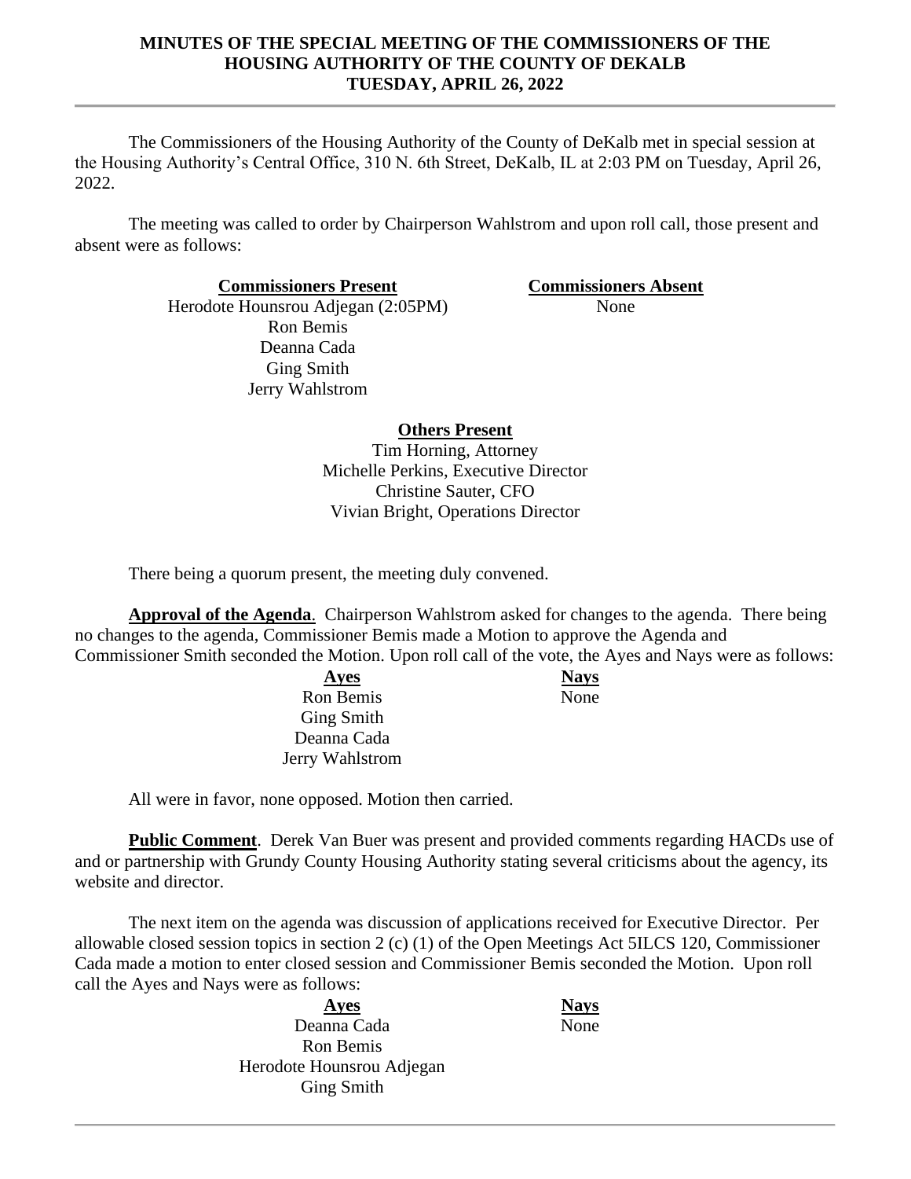# MINUTES OF THE SPECIAL MEETING OF THE COMMISSIONERS OF THE HOUSING AUTHORITY OF THE COUNTY OF DEKALB TUESDAY, APRIL 26, 2022

The Commissioners of the Housing Authority of the County of DeKalb met in special session at the Housing Authority's Central Office, 310 N. 6th Street, DeKalb, IL at 2:03 PM on Tuesday, April 26, 2022.

The meeting was called to order by Chairperson Wahlstrom and upon roll call, those present and absent were as follows:

| **Commissioners Present** | **Commissioners Absent** |
|---|---|
| Herodote Hounsrou Adjegan (2:05PM) | None |
| Ron Bemis | |
| Deanna Cada | |
| Ging Smith | |
| Jerry Wahlstrom | |

**Others Present**

Tim Horning, Attorney
Michelle Perkins, Executive Director
Christine Sauter, CFO
Vivian Bright, Operations Director

There being a quorum present, the meeting duly convened.

**Approval of the Agenda**. Chairperson Wahlstrom asked for changes to the agenda. There being no changes to the agenda, Commissioner Bemis made a Motion to approve the Agenda and Commissioner Smith seconded the Motion. Upon roll call of the vote, the Ayes and Nays were as follows:

| **Ayes** | **Nays** |
|---|---|
| Ron Bemis | None |
| Ging Smith | |
| Deanna Cada | |
| Jerry Wahlstrom | |

All were in favor, none opposed. Motion then carried.

**Public Comment**. Derek Van Buer was present and provided comments regarding HACDs use of and or partnership with Grundy County Housing Authority stating several criticisms about the agency, its website and director.

The next item on the agenda was discussion of applications received for Executive Director. Per allowable closed session topics in section 2 (c) (1) of the Open Meetings Act 5ILCS 120, Commissioner Cada made a motion to enter closed session and Commissioner Bemis seconded the Motion. Upon roll call the Ayes and Nays were as follows:

| **Ayes** | **Nays** |
|---|---|
| Deanna Cada | None |
| Ron Bemis | |
| Herodote Hounsrou Adjegan | |
| Ging Smith | |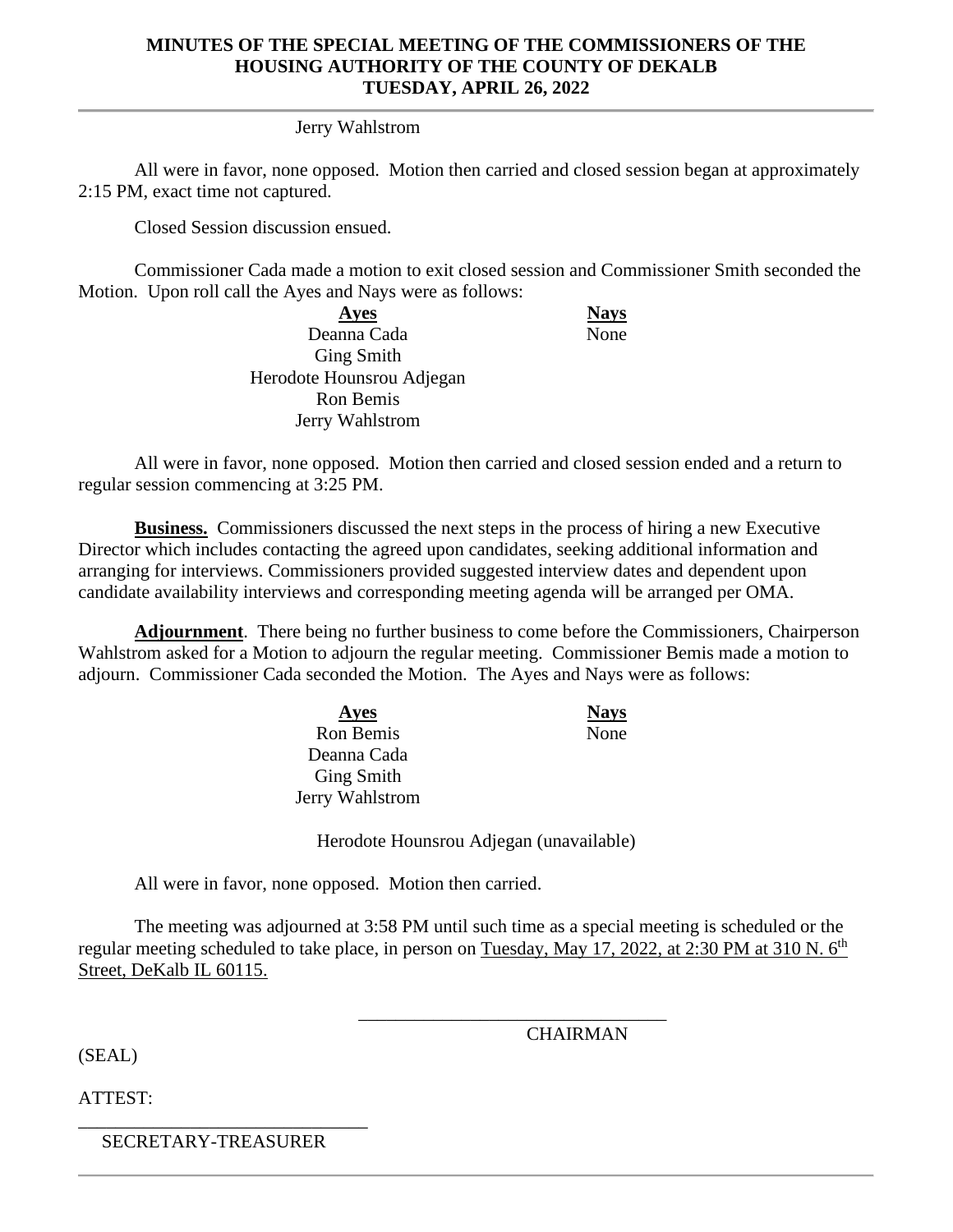Jerry Wahlstrom

All were in favor, none opposed. Motion then carried and closed session began at approximately 2:15 PM, exact time not captured.

Closed Session discussion ensued.

Commissioner Cada made a motion to exit closed session and Commissioner Smith seconded the Motion. Upon roll call the Ayes and Nays were as follows:

| Ayes | Nays |
|---|---|
| Deanna Cada | None |
| Ging Smith | |
| Herodote Hounsrou Adjegan | |
| Ron Bemis | |
| Jerry Wahlstrom | |

All were in favor, none opposed. Motion then carried and closed session ended and a return to regular session commencing at 3:25 PM.

**Business.** Commissioners discussed the next steps in the process of hiring a new Executive Director which includes contacting the agreed upon candidates, seeking additional information and arranging for interviews. Commissioners provided suggested interview dates and dependent upon candidate availability interviews and corresponding meeting agenda will be arranged per OMA.

**Adjournment**. There being no further business to come before the Commissioners, Chairperson Wahlstrom asked for a Motion to adjourn the regular meeting. Commissioner Bemis made a motion to adjourn. Commissioner Cada seconded the Motion. The Ayes and Nays were as follows:

| Ayes | Nays |
|---|---|
| Ron Bemis | None |
| Deanna Cada | |
| Ging Smith | |
| Jerry Wahlstrom | |

Herodote Hounsrou Adjegan (unavailable)

All were in favor, none opposed. Motion then carried.

The meeting was adjourned at 3:58 PM until such time as a special meeting is scheduled or the regular meeting scheduled to take place, in person on Tuesday, May 17, 2022, at 2:30 PM at 310 N. 6th Street, DeKalb IL 60115.

\_\_\_\_\_\_\_\_\_\_\_\_\_\_\_\_\_\_\_\_\_\_\_\_\_\_\_\_\_\_\_\_
CHAIRMAN

(SEAL)

ATTEST:

\_\_\_\_\_\_\_\_\_\_\_\_\_\_\_\_\_\_\_\_\_\_\_\_\_\_\_\_\_\_\_\_
SECRETARY-TREASURER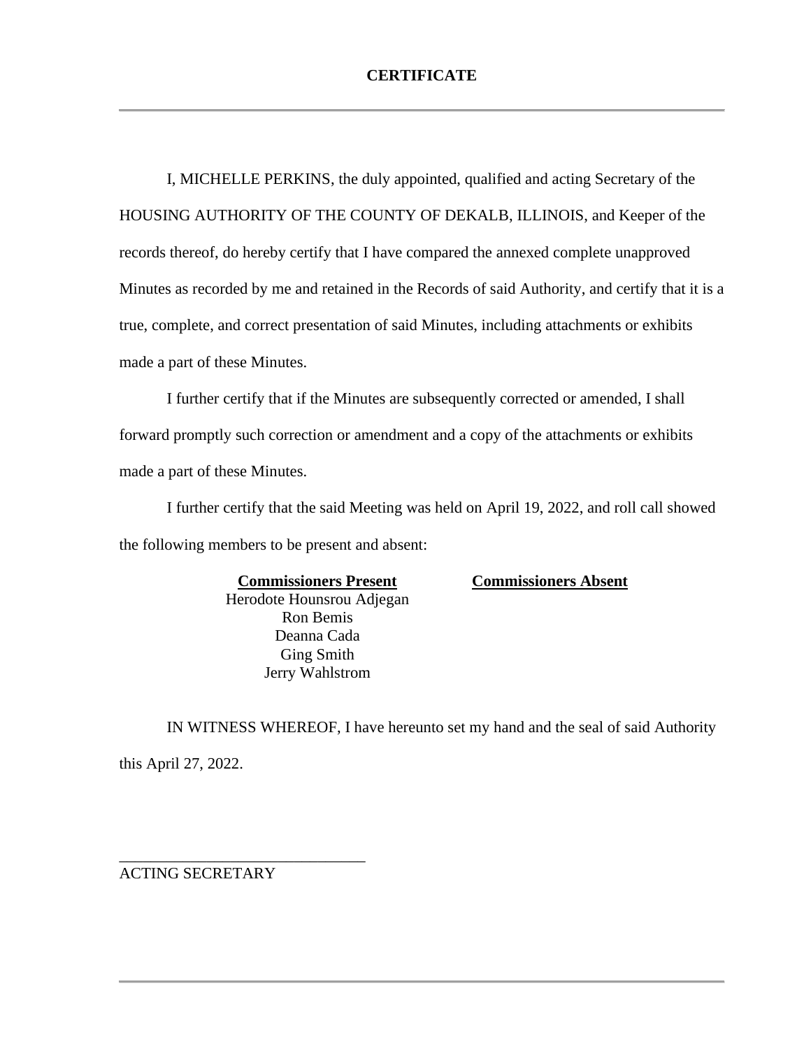# CERTIFICATE

I, MICHELLE PERKINS, the duly appointed, qualified and acting Secretary of the HOUSING AUTHORITY OF THE COUNTY OF DEKALB, ILLINOIS, and Keeper of the records thereof, do hereby certify that I have compared the annexed complete unapproved Minutes as recorded by me and retained in the Records of said Authority, and certify that it is a true, complete, and correct presentation of said Minutes, including attachments or exhibits made a part of these Minutes.

I further certify that if the Minutes are subsequently corrected or amended, I shall forward promptly such correction or amendment and a copy of the attachments or exhibits made a part of these Minutes.

I further certify that the said Meeting was held on April 19, 2022, and roll call showed the following members to be present and absent:

| **Commissioners Present** | **Commissioners Absent** |
|---|---|
| Herodote Hounsrou Adjegan | |
| Ron Bemis | |
| Deanna Cada | |
| Ging Smith | |
| Jerry Wahlstrom | |

IN WITNESS WHEREOF, I have hereunto set my hand and the seal of said Authority this April 27, 2022.

______________________________

ACTING SECRETARY